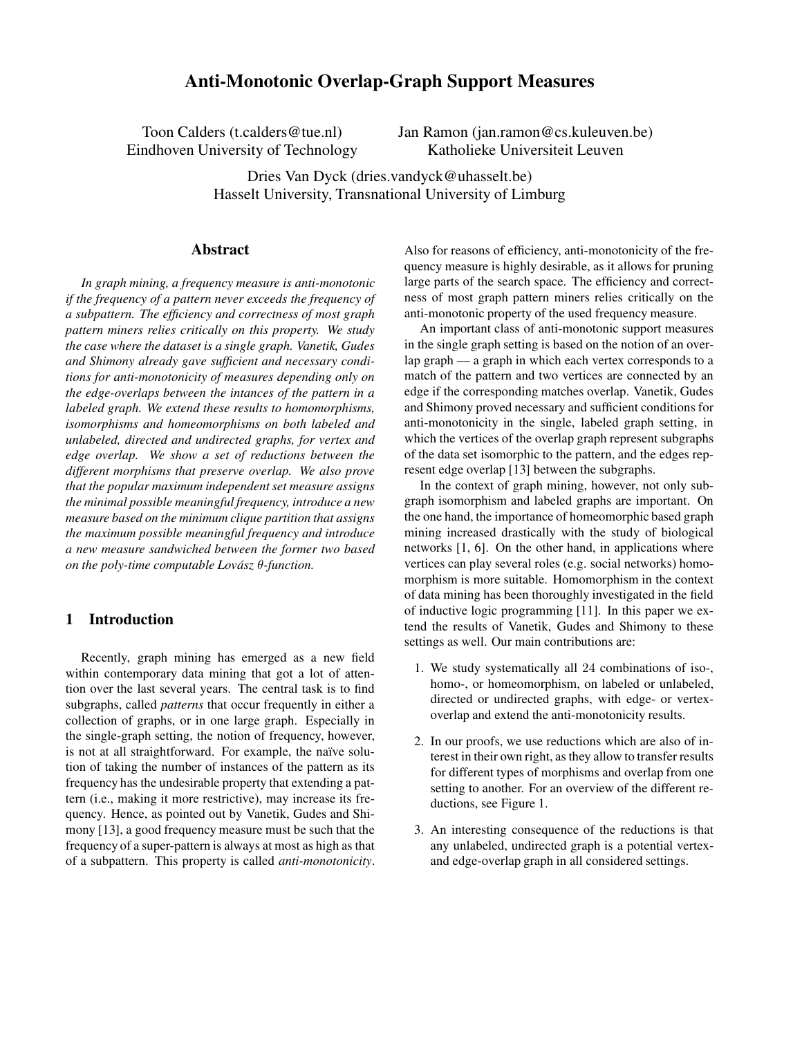# Anti-Monotonic Overlap-Graph Support Measures

Toon Calders (t.calders@tue.nl)
Eindhoven University of Technology

Jan Ramon (jan.ramon@cs.kuleuven.be)
Katholieke Universiteit Leuven

Dries Van Dyck (dries.vandyck@uhasselt.be)
Hasselt University, Transnational University of Limburg

## Abstract

*In graph mining, a frequency measure is anti-monotonic if the frequency of a pattern never exceeds the frequency of a subpattern. The efficiency and correctness of most graph pattern miners relies critically on this property. We study the case where the dataset is a single graph. Vanetik, Gudes and Shimony already gave sufficient and necessary conditions for anti-monotonicity of measures depending only on the edge-overlaps between the intances of the pattern in a labeled graph. We extend these results to homomorphisms, isomorphisms and homeomorphisms on both labeled and unlabeled, directed and undirected graphs, for vertex and edge overlap. We show a set of reductions between the different morphisms that preserve overlap. We also prove that the popular maximum independent set measure assigns the minimal possible meaningful frequency, introduce a new measure based on the minimum clique partition that assigns the maximum possible meaningful frequency and introduce a new measure sandwiched between the former two based on the poly-time computable Lovász $\theta$-function.*

## 1 Introduction

Recently, graph mining has emerged as a new field within contemporary data mining that got a lot of attention over the last several years. The central task is to find subgraphs, called *patterns* that occur frequently in either a collection of graphs, or in one large graph. Especially in the single-graph setting, the notion of frequency, however, is not at all straightforward. For example, the naïve solution of taking the number of instances of the pattern as its frequency has the undesirable property that extending a pattern (i.e., making it more restrictive), may increase its frequency. Hence, as pointed out by Vanetik, Gudes and Shimony [13], a good frequency measure must be such that the frequency of a super-pattern is always at most as high as that of a subpattern. This property is called *anti-monotonicity*. Also for reasons of efficiency, anti-monotonicity of the frequency measure is highly desirable, as it allows for pruning large parts of the search space. The efficiency and correctness of most graph pattern miners relies critically on the anti-monotonic property of the used frequency measure.

An important class of anti-monotonic support measures in the single graph setting is based on the notion of an overlap graph — a graph in which each vertex corresponds to a match of the pattern and two vertices are connected by an edge if the corresponding matches overlap. Vanetik, Gudes and Shimony proved necessary and sufficient conditions for anti-monotonicity in the single, labeled graph setting, in which the vertices of the overlap graph represent subgraphs of the data set isomorphic to the pattern, and the edges represent edge overlap [13] between the subgraphs.

In the context of graph mining, however, not only subgraph isomorphism and labeled graphs are important. On the one hand, the importance of homeomorphic based graph mining increased drastically with the study of biological networks [1, 6]. On the other hand, in applications where vertices can play several roles (e.g. social networks) homomorphism is more suitable. Homomorphism in the context of data mining has been thoroughly investigated in the field of inductive logic programming [11]. In this paper we extend the results of Vanetik, Gudes and Shimony to these settings as well. Our main contributions are:

1. We study systematically all 24 combinations of iso-, homo-, or homeomorphism, on labeled or unlabeled, directed or undirected graphs, with edge- or vertex-overlap and extend the anti-monotonicity results.
2. In our proofs, we use reductions which are also of interest in their own right, as they allow to transfer results for different types of morphisms and overlap from one setting to another. For an overview of the different reductions, see Figure 1.
3. An interesting consequence of the reductions is that any unlabeled, undirected graph is a potential vertex- and edge-overlap graph in all considered settings.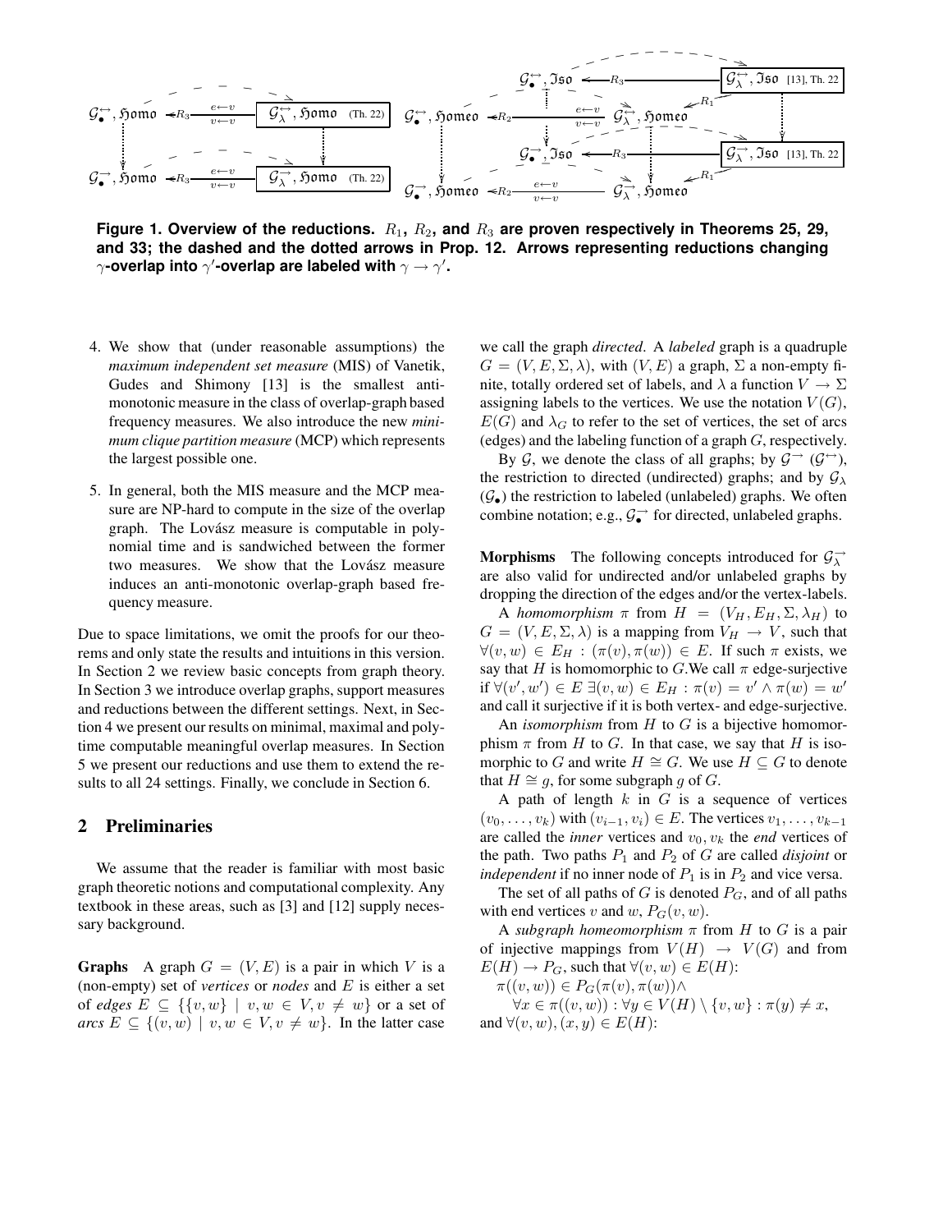**Figure 1. Overview of the reductions. $R_1$, $R_2$, and $R_3$ are proven respectively in Theorems 25, 29, and 33; the dashed and the dotted arrows in Prop. 12. Arrows representing reductions changing $\gamma$-overlap into $\gamma'$-overlap are labeled with $\gamma \to \gamma'$.**

4. We show that (under reasonable assumptions) the *maximum independent set measure* (MIS) of Vanetik, Gudes and Shimony [13] is the smallest anti-monotonic measure in the class of overlap-graph based frequency measures. We also introduce the new *minimum clique partition measure* (MCP) which represents the largest possible one.

5. In general, both the MIS measure and the MCP measure are NP-hard to compute in the size of the overlap graph. The Lovász measure is computable in polynomial time and is sandwiched between the former two measures. We show that the Lovász measure induces an anti-monotonic overlap-graph based frequency measure.

Due to space limitations, we omit the proofs for our theorems and only state the results and intuitions in this version. In Section 2 we review basic concepts from graph theory. In Section 3 we introduce overlap graphs, support measures and reductions between the different settings. Next, in Section 4 we present our results on minimal, maximal and polytime computable meaningful overlap measures. In Section 5 we present our reductions and use them to extend the results to all 24 settings. Finally, we conclude in Section 6.

## 2 Preliminaries

We assume that the reader is familiar with most basic graph theoretic notions and computational complexity. Any textbook in these areas, such as [3] and [12] supply necessary background.

**Graphs** A graph $G = (V, E)$ is a pair in which $V$ is a (non-empty) set of *vertices* or *nodes* and $E$ is either a set of *edges* $E \subseteq \{\{v, w\} \mid v, w \in V, v \neq w\}$ or a set of *arcs* $E \subseteq \{(v, w) \mid v, w \in V, v \neq w\}$. In the latter case we call the graph *directed*. A *labeled* graph is a quadruple $G = (V, E, \Sigma, \lambda)$, with $(V, E)$ a graph, $\Sigma$ a non-empty finite, totally ordered set of labels, and $\lambda$ a function $V \to \Sigma$ assigning labels to the vertices. We use the notation $V(G)$, $E(G)$ and $\lambda_G$ to refer to the set of vertices, the set of arcs (edges) and the labeling function of a graph $G$, respectively.

By $\mathcal{G}$, we denote the class of all graphs; by $\mathcal{G}^{\rightarrow}$ ($\mathcal{G}^{\leftrightarrow}$), the restriction to directed (undirected) graphs; and by $\mathcal{G}_\lambda$ ($\mathcal{G}_\bullet$) the restriction to labeled (unlabeled) graphs. We often combine notation; e.g., $\mathcal{G}_\bullet^{\rightarrow}$ for directed, unlabeled graphs.

**Morphisms** The following concepts introduced for $\mathcal{G}_\lambda^{\rightarrow}$ are also valid for undirected and/or unlabeled graphs by dropping the direction of the edges and/or the vertex-labels.

A *homomorphism* $\pi$ from $H = (V_H, E_H, \Sigma, \lambda_H)$ to $G = (V, E, \Sigma, \lambda)$ is a mapping from $V_H \to V$, such that $\forall (v, w) \in E_H : (\pi(v), \pi(w)) \in E$. If such $\pi$ exists, we say that $H$ is homomorphic to $G$. We call $\pi$ edge-surjective if $\forall (v', w') \in E\ \exists (v, w) \in E_H : \pi(v) = v' \wedge \pi(w) = w'$ and call it surjective if it is both vertex- and edge-surjective.

An *isomorphism* from $H$ to $G$ is a bijective homomorphism $\pi$ from $H$ to $G$. In that case, we say that $H$ is isomorphic to $G$ and write $H \cong G$. We use $H \subseteq G$ to denote that $H \cong g$, for some subgraph $g$ of $G$.

A path of length $k$ in $G$ is a sequence of vertices $(v_0, \ldots, v_k)$ with $(v_{i-1}, v_i) \in E$. The vertices $v_1, \ldots, v_{k-1}$ are called the *inner* vertices and $v_0, v_k$ the *end* vertices of the path. Two paths $P_1$ and $P_2$ of $G$ are called *disjoint* or *independent* if no inner node of $P_1$ is in $P_2$ and vice versa.

The set of all paths of $G$ is denoted $P_G$, and of all paths with end vertices $v$ and $w$, $P_G(v, w)$.

A *subgraph homeomorphism* $\pi$ from $H$ to $G$ is a pair of injective mappings from $V(H) \to V(G)$ and from $E(H) \to P_G$, such that $\forall (v, w) \in E(H)$:

$\pi((v, w)) \in P_G(\pi(v), \pi(w)) \wedge$

$\quad \forall x \in \pi((v, w)) : \forall y \in V(H) \setminus \{v, w\} : \pi(y) \neq x$,

and $\forall (v, w), (x, y) \in E(H)$: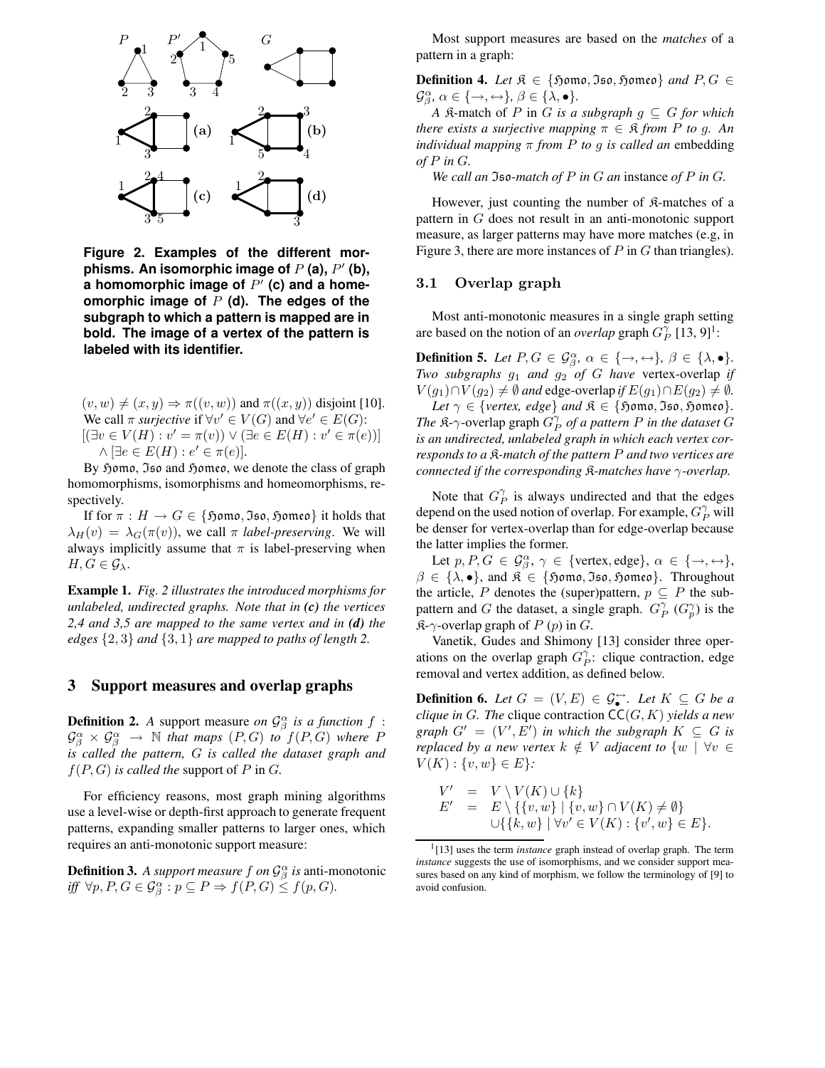**Figure 2. Examples of the different morphisms. An isomorphic image of $P$ (a), $P'$ (b), a homomorphic image of $P'$ (c) and a homeomorphic image of $P$ (d). The edges of the subgraph to which a pattern is mapped are in bold. The image of a vertex of the pattern is labeled with its identifier.**

$(v,w) \neq (x,y) \Rightarrow \pi((v,w))$ and $\pi((x,y))$ disjoint [10]. We call $\pi$ *surjective* if $\forall v' \in V(G)$ and $\forall e' \in E(G)$:
$[(\exists v \in V(H) : v' = \pi(v)) \vee (\exists e \in E(H) : v' \in \pi(e))] \wedge [\exists e \in E(H) : e' \in \pi(e)]$.

By $\mathfrak{Homo}$, $\mathfrak{Iso}$ and $\mathfrak{Homeo}$, we denote the class of graph homomorphisms, isomorphisms and homeomorphisms, respectively.

If for $\pi : H \rightarrow G \in \{\mathfrak{Homo}, \mathfrak{Iso}, \mathfrak{Homeo}\}$ it holds that $\lambda_H(v) = \lambda_G(\pi(v))$, we call $\pi$ *label-preserving*. We will always implicitly assume that $\pi$ is label-preserving when $H, G \in \mathcal{G}_\lambda$.

**Example 1.** *Fig. 2 illustrates the introduced morphisms for unlabeled, undirected graphs. Note that in **(c)** the vertices 2,4 and 3,5 are mapped to the same vertex and in **(d)** the edges $\{2,3\}$ and $\{3,1\}$ are mapped to paths of length 2.*

# 3 Support measures and overlap graphs

**Definition 2.** *A* support measure *on $\mathcal{G}^\alpha_\beta$ is a function $f : \mathcal{G}^\alpha_\beta \times \mathcal{G}^\alpha_\beta \rightarrow \mathbb{N}$ that maps $(P, G)$ to $f(P, G)$ where $P$ is called the pattern, $G$ is called the dataset graph and $f(P, G)$ is called the* support of $P$ in $G$.

For efficiency reasons, most graph mining algorithms use a level-wise or depth-first approach to generate frequent patterns, expanding smaller patterns to larger ones, which requires an anti-monotonic support measure:

**Definition 3.** *A support measure $f$ on $\mathcal{G}^\alpha_\beta$ is* anti-monotonic *iff $\forall p, P, G \in \mathcal{G}^\alpha_\beta : p \subseteq P \Rightarrow f(P, G) \leq f(p, G)$.*

Most support measures are based on the *matches* of a pattern in a graph:

**Definition 4.** *Let $\mathfrak{K} \in \{\mathfrak{Homo}, \mathfrak{Iso}, \mathfrak{Homeo}\}$ and $P, G \in \mathcal{G}^\alpha_\beta$, $\alpha \in \{\rightarrow, \leftrightarrow\}$, $\beta \in \{\lambda, \bullet\}$.*

*A $\mathfrak{K}$-match of $P$ in $G$ is a subgraph $g \subseteq G$ for which there exists a surjective mapping $\pi \in \mathfrak{K}$ from $P$ to $g$. An individual mapping $\pi$ from $P$ to $g$ is called an* embedding *of $P$ in $G$.*

*We call an $\mathfrak{Iso}$-match of $P$ in $G$ an* instance *of $P$ in $G$.*

However, just counting the number of $\mathfrak{K}$-matches of a pattern in $G$ does not result in an anti-monotonic support measure, as larger patterns may have more matches (e.g, in Figure 3, there are more instances of $P$ in $G$ than triangles).

## 3.1 Overlap graph

Most anti-monotonic measures in a single graph setting are based on the notion of an *overlap* graph $G^\gamma_P$ [13, 9][1]:

**Definition 5.** *Let $P, G \in \mathcal{G}^\alpha_\beta$, $\alpha \in \{\rightarrow, \leftrightarrow\}$, $\beta \in \{\lambda, \bullet\}$. Two subgraphs $g_1$ and $g_2$ of $G$ have* vertex-overlap *if $V(g_1) \cap V(g_2) \neq \emptyset$ and* edge-overlap *if $E(g_1) \cap E(g_2) \neq \emptyset$.*

*Let $\gamma \in \{vertex, edge\}$ and $\mathfrak{K} \in \{\mathfrak{Homo}, \mathfrak{Iso}, \mathfrak{Homeo}\}$. The $\mathfrak{K}$-$\gamma$-overlap graph $G^\gamma_P$ of a pattern $P$ in the dataset $G$ is an undirected, unlabeled graph in which each vertex corresponds to a $\mathfrak{K}$-match of the pattern $P$ and two vertices are connected if the corresponding $\mathfrak{K}$-matches have $\gamma$-overlap.*

Note that $G^\gamma_P$ is always undirected and that the edges depend on the used notion of overlap. For example, $G^\gamma_P$ will be denser for vertex-overlap than for edge-overlap because the latter implies the former.

Let $p, P, G \in \mathcal{G}^\alpha_\beta$, $\gamma \in \{\text{vertex}, \text{edge}\}$, $\alpha \in \{\rightarrow, \leftrightarrow\}$, $\beta \in \{\lambda, \bullet\}$, and $\mathfrak{K} \in \{\mathfrak{Homo}, \mathfrak{Iso}, \mathfrak{Homeo}\}$. Throughout the article, $P$ denotes the (super)pattern, $p \subseteq P$ the subpattern and $G$ the dataset, a single graph. $G^\gamma_P$ ($G^\gamma_p$) is the $\mathfrak{K}$-$\gamma$-overlap graph of $P$ ($p$) in $G$.

Vanetik, Gudes and Shimony [13] consider three operations on the overlap graph $G^\gamma_P$: clique contraction, edge removal and vertex addition, as defined below.

**Definition 6.** *Let $G = (V, E) \in \mathcal{G}^\leftrightarrow_\bullet$. Let $K \subseteq G$ be a clique in $G$. The* clique contraction $\mathsf{CC}(G, K)$ *yields a new graph $G' = (V', E')$ in which the subgraph $K \subseteq G$ is replaced by a new vertex $k \notin V$ adjacent to $\{w \mid \forall v \in V(K) : \{v, w\} \in E\}$:*

$$
\begin{aligned}
V' &= V \setminus V(K) \cup \{k\} \\
E' &= E \setminus \{\{v, w\} \mid \{v, w\} \cap V(K) \neq \emptyset\} \\
&\quad \cup \{\{k, w\} \mid \forall v' \in V(K) : \{v', w\} \in E\}.
\end{aligned}
$$

[1] [13] uses the term *instance* graph instead of overlap graph. The term *instance* suggests the use of isomorphisms, and we consider support measures based on any kind of morphism, we follow the terminology of [9] to avoid confusion.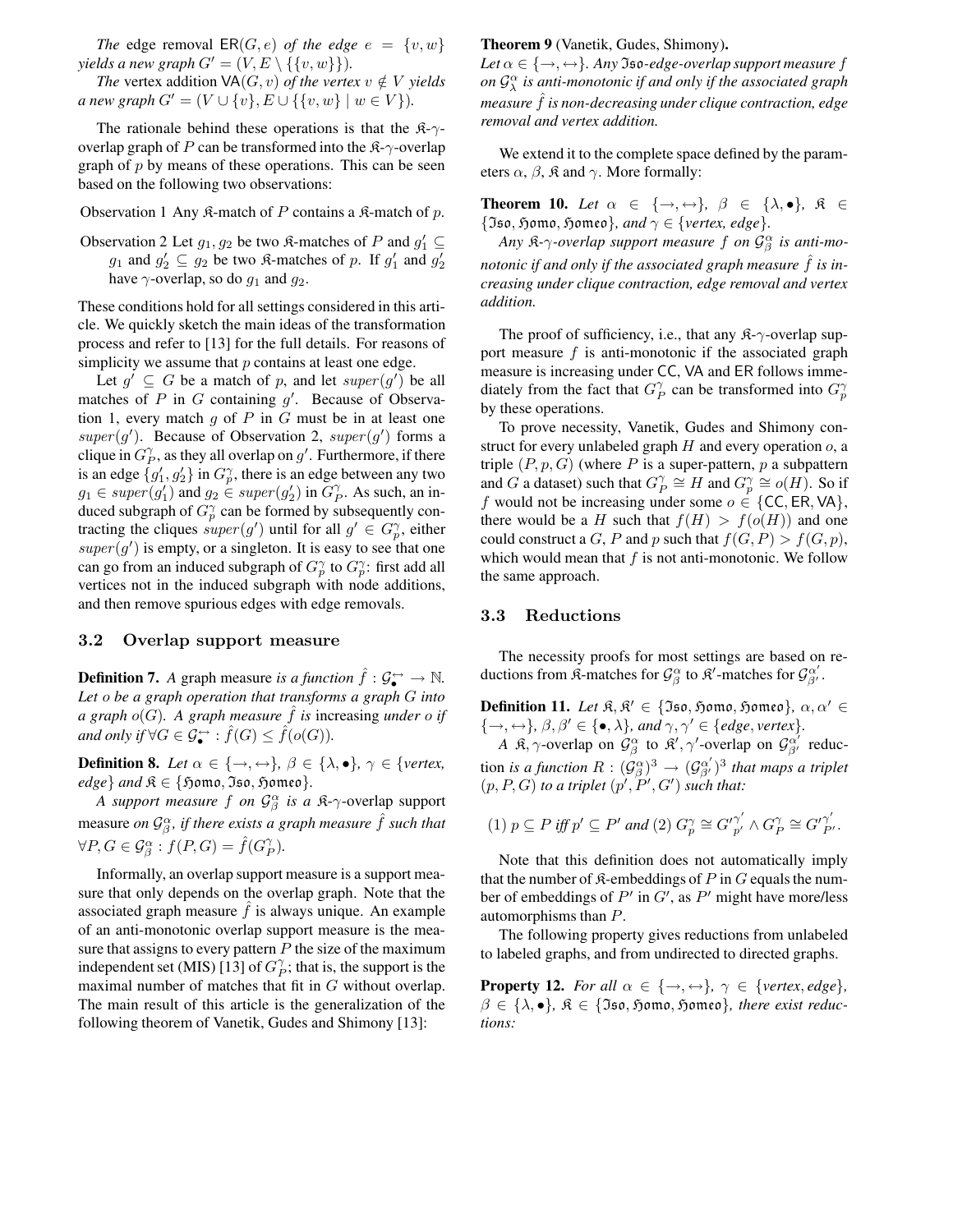*The* edge removal $\mathsf{ER}(G, e)$ *of the edge* $e = \{v, w\}$ *yields a new graph* $G' = (V, E \setminus \{\{v, w\}\})$.

*The* vertex addition $\mathsf{VA}(G, v)$ *of the vertex* $v \notin V$ *yields a new graph* $G' = (V \cup \{v\}, E \cup \{\{v, w\} \mid w \in V\})$.

The rationale behind these operations is that the $\mathfrak{K}$-$\gamma$-overlap graph of $P$ can be transformed into the $\mathfrak{K}$-$\gamma$-overlap graph of $p$ by means of these operations. This can be seen based on the following two observations:

Observation 1 Any $\mathfrak{K}$-match of $P$ contains a $\mathfrak{K}$-match of $p$.

Observation 2 Let $g_1, g_2$ be two $\mathfrak{K}$-matches of $P$ and $g_1' \subseteq g_1$ and $g_2' \subseteq g_2$ be two $\mathfrak{K}$-matches of $p$. If $g_1'$ and $g_2'$ have $\gamma$-overlap, so do $g_1$ and $g_2$.

These conditions hold for all settings considered in this article. We quickly sketch the main ideas of the transformation process and refer to [13] for the full details. For reasons of simplicity we assume that $p$ contains at least one edge.

Let $g' \subseteq G$ be a match of $p$, and let $super(g')$ be all matches of $P$ in $G$ containing $g'$. Because of Observation 1, every match $g$ of $P$ in $G$ must be in at least one $super(g')$. Because of Observation 2, $super(g')$ forms a clique in $G_P^\gamma$, as they all overlap on $g'$. Furthermore, if there is an edge $\{g_1', g_2'\}$ in $G_p^\gamma$, there is an edge between any two $g_1 \in super(g_1')$ and $g_2 \in super(g_2')$ in $G_P^\gamma$. As such, an induced subgraph of $G_p^\gamma$ can be formed by subsequently contracting the cliques $super(g')$ until for all $g' \in G_p^\gamma$, either $super(g')$ is empty, or a singleton. It is easy to see that one can go from an induced subgraph of $G_p^\gamma$ to $G_p^\gamma$: first add all vertices not in the induced subgraph with node additions, and then remove spurious edges with edge removals.

### 3.2 Overlap support measure

**Definition 7.** *A* graph measure *is a function* $\hat{f} : \mathcal{G}_\bullet^\leftrightarrow \to \mathbb{N}$. *Let $o$ be a graph operation that transforms a graph $G$ into a graph $o(G)$. A graph measure $\hat{f}$ is* increasing *under $o$ if and only if* $\forall G \in \mathcal{G}_\bullet^\leftrightarrow : \hat{f}(G) \leq \hat{f}(o(G))$.

**Definition 8.** *Let* $\alpha \in \{\rightarrow, \leftrightarrow\}$, $\beta \in \{\lambda, \bullet\}$, $\gamma \in \{$*vertex, edge*$\}$ *and* $\mathfrak{K} \in \{\mathfrak{Homo}, \mathfrak{Iso}, \mathfrak{Homeo}\}$.

*A support measure $f$ on $\mathcal{G}_\beta^\alpha$ is a* $\mathfrak{K}$-$\gamma$-overlap support measure *on $\mathcal{G}_\beta^\alpha$, if there exists a graph measure $\hat{f}$ such that* $\forall P, G \in \mathcal{G}_\beta^\alpha : f(P, G) = \hat{f}(G_P^\gamma)$.

Informally, an overlap support measure is a support measure that only depends on the overlap graph. Note that the associated graph measure $\hat{f}$ is always unique. An example of an anti-monotonic overlap support measure is the measure that assigns to every pattern $P$ the size of the maximum independent set (MIS) [13] of $G_P^\gamma$; that is, the support is the maximal number of matches that fit in $G$ without overlap. The main result of this article is the generalization of the following theorem of Vanetik, Gudes and Shimony [13]:

**Theorem 9** (Vanetik, Gudes, Shimony)**.** *Let* $\alpha \in \{\rightarrow, \leftrightarrow\}$. *Any $\mathfrak{Iso}$-edge-overlap support measure $f$ on $\mathcal{G}_\lambda^\alpha$ is anti-monotonic if and only if the associated graph measure $\hat{f}$ is non-decreasing under clique contraction, edge removal and vertex addition.*

We extend it to the complete space defined by the parameters $\alpha$, $\beta$, $\mathfrak{K}$ and $\gamma$. More formally:

**Theorem 10.** *Let* $\alpha \in \{\rightarrow, \leftrightarrow\}$, $\beta \in \{\lambda, \bullet\}$, $\mathfrak{K} \in \{\mathfrak{Iso}, \mathfrak{Homo}, \mathfrak{Homeo}\}$, *and* $\gamma \in \{$*vertex, edge*$\}$.

*Any $\mathfrak{K}$-$\gamma$-overlap support measure $f$ on $\mathcal{G}_\beta^\alpha$ is anti-monotonic if and only if the associated graph measure $\hat{f}$ is increasing under clique contraction, edge removal and vertex addition.*

The proof of sufficiency, i.e., that any $\mathfrak{K}$-$\gamma$-overlap support measure $f$ is anti-monotonic if the associated graph measure is increasing under $\mathsf{CC}$, $\mathsf{VA}$ and $\mathsf{ER}$ follows immediately from the fact that $G_P^\gamma$ can be transformed into $G_p^\gamma$ by these operations.

To prove necessity, Vanetik, Gudes and Shimony construct for every unlabeled graph $H$ and every operation $o$, a triple $(P, p, G)$ (where $P$ is a super-pattern, $p$ a subpattern and $G$ a dataset) such that $G_P^\gamma \cong H$ and $G_p^\gamma \cong o(H)$. So if $f$ would not be increasing under some $o \in \{\mathsf{CC}, \mathsf{ER}, \mathsf{VA}\}$, there would be a $H$ such that $f(H) > f(o(H))$ and one could construct a $G$, $P$ and $p$ such that $f(G, P) > f(G, p)$, which would mean that $f$ is not anti-monotonic. We follow the same approach.

### 3.3 Reductions

The necessity proofs for most settings are based on reductions from $\mathfrak{K}$-matches for $\mathcal{G}_\beta^\alpha$ to $\mathfrak{K}'$-matches for $\mathcal{G}_{\beta'}^{\alpha'}$.

**Definition 11.** *Let* $\mathfrak{K}, \mathfrak{K}' \in \{\mathfrak{Iso}, \mathfrak{Homo}, \mathfrak{Homeo}\}$, $\alpha, \alpha' \in \{\rightarrow, \leftrightarrow\}$, $\beta, \beta' \in \{\bullet, \lambda\}$, *and* $\gamma, \gamma' \in \{$*edge, vertex*$\}$.

*A* $\mathfrak{K}, \gamma$-overlap on $\mathcal{G}_\beta^\alpha$ to $\mathfrak{K}', \gamma'$-overlap on $\mathcal{G}_{\beta'}^{\alpha'}$ reduction *is a function* $R : (\mathcal{G}_\beta^\alpha)^3 \to (\mathcal{G}_{\beta'}^{\alpha'})^3$ *that maps a triplet* $(p, P, G)$ *to a triplet* $(p', P', G')$ *such that:*

$$(1)\ p \subseteq P \text{ iff } p' \subseteq P' \text{ and } (2)\ G_p^\gamma \cong {G'}_{p'}^{\gamma'} \wedge G_P^\gamma \cong {G'}_{P'}^{\gamma'}.$$

Note that this definition does not automatically imply that the number of $\mathfrak{K}$-embeddings of $P$ in $G$ equals the number of embeddings of $P'$ in $G'$, as $P'$ might have more/less automorphisms than $P$.

The following property gives reductions from unlabeled to labeled graphs, and from undirected to directed graphs.

**Property 12.** *For all* $\alpha \in \{\rightarrow, \leftrightarrow\}$, $\gamma \in \{$*vertex, edge*$\}$, $\beta \in \{\lambda, \bullet\}$, $\mathfrak{K} \in \{\mathfrak{Iso}, \mathfrak{Homo}, \mathfrak{Homeo}\}$, *there exist reductions:*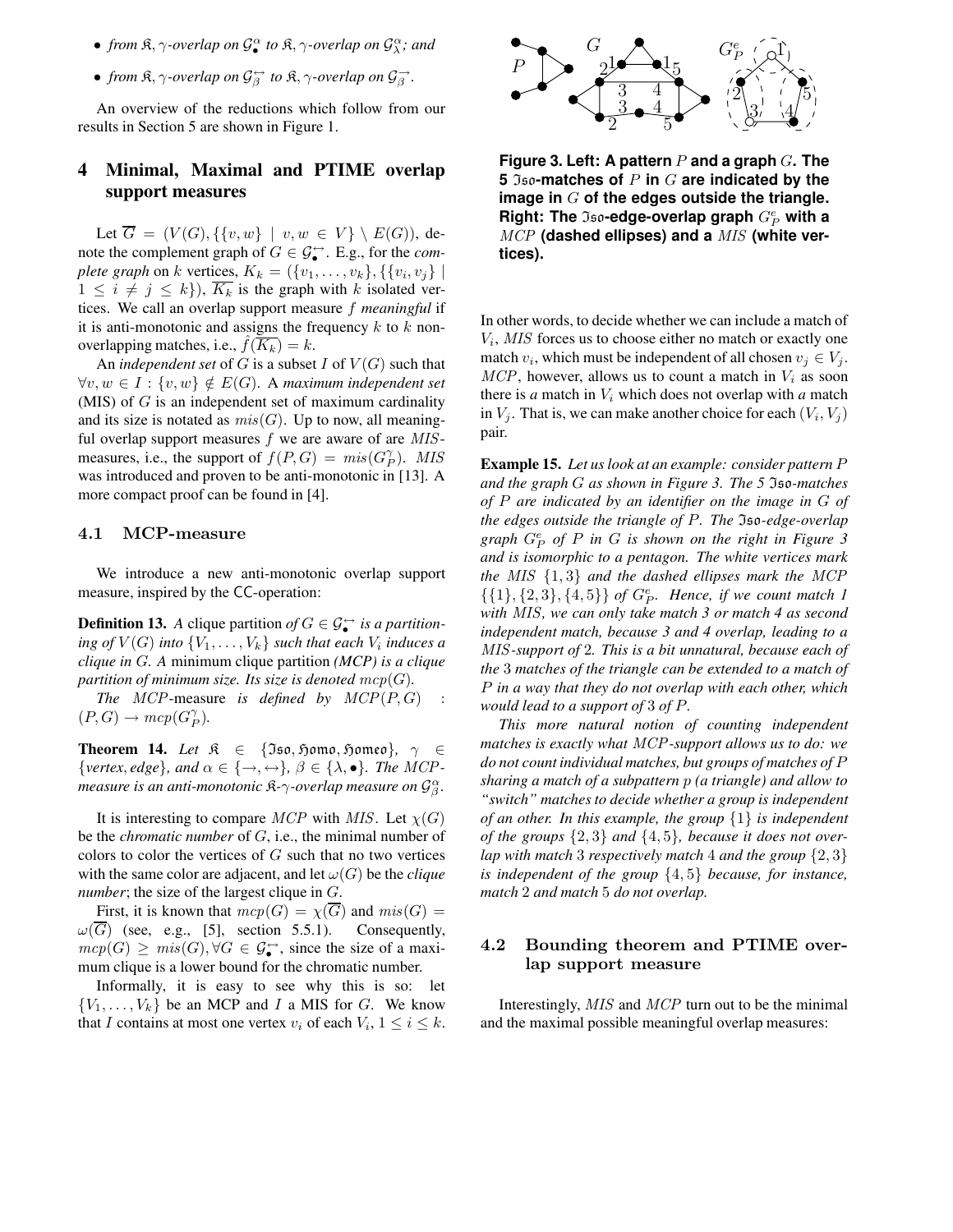- *from $\mathfrak{K}, \gamma$-overlap on $\mathcal{G}^{\alpha}_{\bullet}$ to $\mathfrak{K}, \gamma$-overlap on $\mathcal{G}^{\alpha}_{\lambda}$; and*
- *from $\mathfrak{K}, \gamma$-overlap on $\mathcal{G}^{\leftrightarrow}_{\beta}$ to $\mathfrak{K}, \gamma$-overlap on $\mathcal{G}^{\rightarrow}_{\beta}$.*

An overview of the reductions which follow from our results in Section 5 are shown in Figure 1.

## 4 Minimal, Maximal and PTIME overlap support measures

Let $\overline{G} = (V(G), \{\{v, w\} \mid v, w \in V\} \setminus E(G))$, denote the complement graph of $G \in \mathcal{G}^{\leftrightarrow}_{\bullet}$. E.g., for the *complete graph* on $k$ vertices, $K_k = (\{v_1, \ldots, v_k\}, \{\{v_i, v_j\} \mid 1 \le i \ne j \le k\})$, $\overline{K_k}$ is the graph with $k$ isolated vertices. We call an overlap support measure $f$ *meaningful* if it is anti-monotonic and assigns the frequency $k$ to $k$ non-overlapping matches, i.e., $\hat{f}(\overline{K_k}) = k$.

An *independent set* of $G$ is a subset $I$ of $V(G)$ such that $\forall v, w \in I : \{v, w\} \notin E(G)$. A *maximum independent set* (MIS) of $G$ is an independent set of maximum cardinality and its size is notated as $mis(G)$. Up to now, all meaningful overlap support measures $f$ we are aware of are $MIS$-measures, i.e., the support of $f(P, G) = mis(G^{\gamma}_{P})$. $MIS$ was introduced and proven to be anti-monotonic in [13]. A more compact proof can be found in [4].

### 4.1 MCP-measure

We introduce a new anti-monotonic overlap support measure, inspired by the CC-operation:

**Definition 13.** *A* clique partition *of $G \in \mathcal{G}^{\leftrightarrow}_{\bullet}$ is a partitioning of $V(G)$ into $\{V_1, \ldots, V_k\}$ such that each $V_i$ induces a clique in $G$. A* minimum clique partition *(MCP) is a clique partition of minimum size. Its size is denoted $mcp(G)$.*

*The $MCP$-measure is defined by $MCP(P, G) : (P, G) \to mcp(G^{\gamma}_{P})$.*

**Theorem 14.** *Let $\mathfrak{K} \in \{\mathfrak{Iso}, \mathfrak{Homo}, \mathfrak{Homeo}\}$, $\gamma \in \{vertex, edge\}$, and $\alpha \in \{\rightarrow, \leftrightarrow\}$, $\beta \in \{\lambda, \bullet\}$. The $MCP$-measure is an anti-monotonic $\mathfrak{K}$-$\gamma$-overlap measure on $\mathcal{G}^{\alpha}_{\beta}$.*

It is interesting to compare $MCP$ with $MIS$. Let $\chi(G)$ be the *chromatic number* of $G$, i.e., the minimal number of colors to color the vertices of $G$ such that no two vertices with the same color are adjacent, and let $\omega(G)$ be the *clique number*; the size of the largest clique in $G$.

First, it is known that $mcp(G) = \chi(\overline{G})$ and $mis(G) = \omega(\overline{G})$ (see, e.g., [5], section 5.5.1). Consequently, $mcp(G) \ge mis(G), \forall G \in \mathcal{G}^{\leftrightarrow}_{\bullet}$, since the size of a maximum clique is a lower bound for the chromatic number.

Informally, it is easy to see why this is so: let $\{V_1, \ldots, V_k\}$ be an MCP and $I$ a MIS for $G$. We know that $I$ contains at most one vertex $v_i$ of each $V_i$, $1 \le i \le k$. In other words, to decide whether we can include a match of $V_i$, $MIS$ forces us to choose either no match or exactly one match $v_i$, which must be independent of all chosen $v_j \in V_j$. $MCP$, however, allows us to count a match in $V_i$ as soon there is *a* match in $V_i$ which does not overlap with *a* match in $V_j$. That is, we can make another choice for each $(V_i, V_j)$ pair.

**Figure 3. Left: A pattern $P$ and a graph $G$. The 5 $\mathfrak{Iso}$-matches of $P$ in $G$ are indicated by the image in $G$ of the edges outside the triangle. Right: The $\mathfrak{Iso}$-edge-overlap graph $G^{e}_{P}$ with a $MCP$ (dashed ellipses) and a $MIS$ (white vertices).**

**Example 15.** *Let us look at an example: consider pattern $P$ and the graph $G$ as shown in Figure 3. The 5 $\mathfrak{Iso}$-matches of $P$ are indicated by an identifier on the image in $G$ of the edges outside the triangle of $P$. The $\mathfrak{Iso}$-edge-overlap graph $G^{e}_{P}$ of $P$ in $G$ is shown on the right in Figure 3 and is isomorphic to a pentagon. The white vertices mark the $MIS$ $\{1, 3\}$ and the dashed ellipses mark the $MCP$ $\{\{1\}, \{2, 3\}, \{4, 5\}\}$ of $G^{e}_{P}$. Hence, if we count match 1 with $MIS$, we can only take match 3 or match 4 as second independent match, because 3 and 4 overlap, leading to a $MIS$-support of 2. This is a bit unnatural, because each of the 3 matches of the triangle can be extended to a match of $P$ in a way that they do not overlap with each other, which would lead to a support of 3 of $P$.*

*This more natural notion of counting independent matches is exactly what $MCP$-support allows us to do: we do not count individual matches, but groups of matches of $P$ sharing a match of a subpattern $p$ (a triangle) and allow to "switch" matches to decide whether a group is independent of an other. In this example, the group $\{1\}$ is independent of the groups $\{2, 3\}$ and $\{4, 5\}$, because it does not overlap with match 3 respectively match 4 and the group $\{2, 3\}$ is independent of the group $\{4, 5\}$ because, for instance, match 2 and match 5 do not overlap.*

### 4.2 Bounding theorem and PTIME overlap support measure

Interestingly, $MIS$ and $MCP$ turn out to be the minimal and the maximal possible meaningful overlap measures: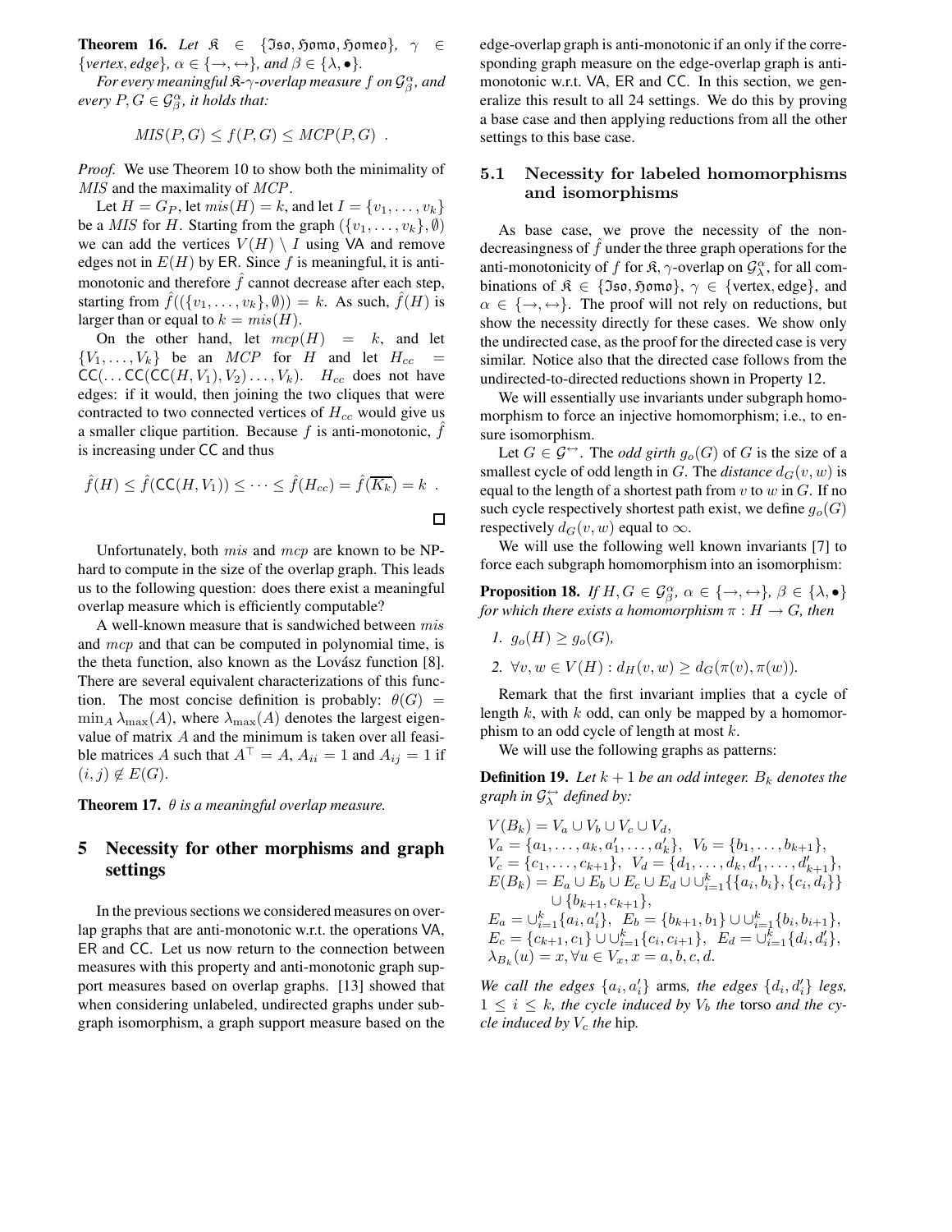**Theorem 16.** *Let $\mathfrak{K} \in \{\mathfrak{Iso}, \mathfrak{Homo}, \mathfrak{Homeo}\}$, $\gamma \in \{vertex, edge\}$, $\alpha \in \{\rightarrow, \leftrightarrow\}$, and $\beta \in \{\lambda, \bullet\}$.*

*For every meaningful $\mathfrak{K}$-$\gamma$-overlap measure $f$ on $\mathcal{G}^\alpha_\beta$, and every $P, G \in \mathcal{G}^\alpha_\beta$, it holds that:*

$$MIS(P, G) \leq f(P, G) \leq MCP(P, G) \ .$$

*Proof.* We use Theorem 10 to show both the minimality of $MIS$ and the maximality of $MCP$.

Let $H = G_P$, let $mis(H) = k$, and let $I = \{v_1, \ldots, v_k\}$ be a $MIS$ for $H$. Starting from the graph $(\{v_1, \ldots, v_k\}, \emptyset)$ we can add the vertices $V(H) \setminus I$ using VA and remove edges not in $E(H)$ by ER. Since $f$ is meaningful, it is anti-monotonic and therefore $\hat{f}$ cannot decrease after each step, starting from $\hat{f}((\{v_1, \ldots, v_k\}, \emptyset)) = k$. As such, $\hat{f}(H)$ is larger than or equal to $k = mis(H)$.

On the other hand, let $mcp(H) = k$, and let $\{V_1, \ldots, V_k\}$ be an $MCP$ for $H$ and let $H_{cc} = \mathsf{CC}(\ldots \mathsf{CC}(\mathsf{CC}(H, V_1), V_2) \ldots, V_k)$. $H_{cc}$ does not have edges: if it would, then joining the two cliques that were contracted to two connected vertices of $H_{cc}$ would give us a smaller clique partition. Because $f$ is anti-monotonic, $\hat{f}$ is increasing under CC and thus

$$\hat{f}(H) \leq \hat{f}(\mathsf{CC}(H, V_1)) \leq \cdots \leq \hat{f}(H_{cc}) = \hat{f}(\overline{K_k}) = k \ .$$

□

Unfortunately, both $mis$ and $mcp$ are known to be NP-hard to compute in the size of the overlap graph. This leads us to the following question: does there exist a meaningful overlap measure which is efficiently computable?

A well-known measure that is sandwiched between $mis$ and $mcp$ and that can be computed in polynomial time, is the theta function, also known as the Lovász function [8]. There are several equivalent characterizations of this function. The most concise definition is probably: $\theta(G) = \min_A \lambda_{\max}(A)$, where $\lambda_{\max}(A)$ denotes the largest eigenvalue of matrix $A$ and the minimum is taken over all feasible matrices $A$ such that $A^\top = A$, $A_{ii} = 1$ and $A_{ij} = 1$ if $(i, j) \notin E(G)$.

**Theorem 17.** *$\theta$ is a meaningful overlap measure.*

## 5 Necessity for other morphisms and graph settings

In the previous sections we considered measures on overlap graphs that are anti-monotonic w.r.t. the operations VA, ER and CC. Let us now return to the connection between measures with this property and anti-monotonic graph support measures based on overlap graphs. [13] showed that when considering unlabeled, undirected graphs under subgraph isomorphism, a graph support measure based on the edge-overlap graph is anti-monotonic if an only if the corresponding graph measure on the edge-overlap graph is anti-monotonic w.r.t. VA, ER and CC. In this section, we generalize this result to all 24 settings. We do this by proving a base case and then applying reductions from all the other settings to this base case.

### 5.1 Necessity for labeled homomorphisms and isomorphisms

As base case, we prove the necessity of the non-decreasingness of $\hat{f}$ under the three graph operations for the anti-monotonicity of $f$ for $\mathfrak{K}, \gamma$-overlap on $\mathcal{G}^\alpha_\lambda$, for all combinations of $\mathfrak{K} \in \{\mathfrak{Iso}, \mathfrak{Homo}\}$, $\gamma \in \{\text{vertex}, \text{edge}\}$, and $\alpha \in \{\rightarrow, \leftrightarrow\}$. The proof will not rely on reductions, but show the necessity directly for these cases. We show only the undirected case, as the proof for the directed case is very similar. Notice also that the directed case follows from the undirected-to-directed reductions shown in Property 12.

We will essentially use invariants under subgraph homomorphism to force an injective homomorphism; i.e., to ensure isomorphism.

Let $G \in \mathcal{G}^\leftrightarrow$. The *odd girth* $g_o(G)$ of $G$ is the size of a smallest cycle of odd length in $G$. The *distance* $d_G(v, w)$ is equal to the length of a shortest path from $v$ to $w$ in $G$. If no such cycle respectively shortest path exist, we define $g_o(G)$ respectively $d_G(v, w)$ equal to $\infty$.

We will use the following well known invariants [7] to force each subgraph homomorphism into an isomorphism:

**Proposition 18.** *If $H, G \in \mathcal{G}^\alpha_\beta$, $\alpha \in \{\rightarrow, \leftrightarrow\}$, $\beta \in \{\lambda, \bullet\}$ for which there exists a homomorphism $\pi : H \to G$, then*

1. *$g_o(H) \geq g_o(G)$,*
2. *$\forall v, w \in V(H) : d_H(v, w) \geq d_G(\pi(v), \pi(w))$.*

Remark that the first invariant implies that a cycle of length $k$, with $k$ odd, can only be mapped by a homomorphism to an odd cycle of length at most $k$.

We will use the following graphs as patterns:

**Definition 19.** *Let $k+1$ be an odd integer. $B_k$ denotes the graph in $\mathcal{G}^\leftrightarrow_\lambda$ defined by:*

$V(B_k) = V_a \cup V_b \cup V_c \cup V_d,$
$V_a = \{a_1, \ldots, a_k, a'_1, \ldots, a'_k\},\ V_b = \{b_1, \ldots, b_{k+1}\},$
$V_c = \{c_1, \ldots, c_{k+1}\},\ V_d = \{d_1, \ldots, d_k, d'_1, \ldots, d'_{k+1}\},$
$E(B_k) = E_a \cup E_b \cup E_c \cup E_d \cup \cup_{i=1}^k \{\{a_i, b_i\}, \{c_i, d_i\}\}$
$\cup \{b_{k+1}, c_{k+1}\},$
$E_a = \cup_{i=1}^k \{a_i, a'_i\},\ E_b = \{b_{k+1}, b_1\} \cup \cup_{i=1}^k \{b_i, b_{i+1}\},$
$E_c = \{c_{k+1}, c_1\} \cup \cup_{i=1}^k \{c_i, c_{i+1}\},\ E_d = \cup_{i=1}^k \{d_i, d'_i\},$
$\lambda_{B_k}(u) = x, \forall u \in V_x, x = a, b, c, d.$

*We call the edges $\{a_i, a'_i\}$* arms*, the edges $\{d_i, d'_i\}$* legs*, $1 \leq i \leq k$, the cycle induced by $V_b$ the* torso *and the cycle induced by $V_c$ the* hip*.*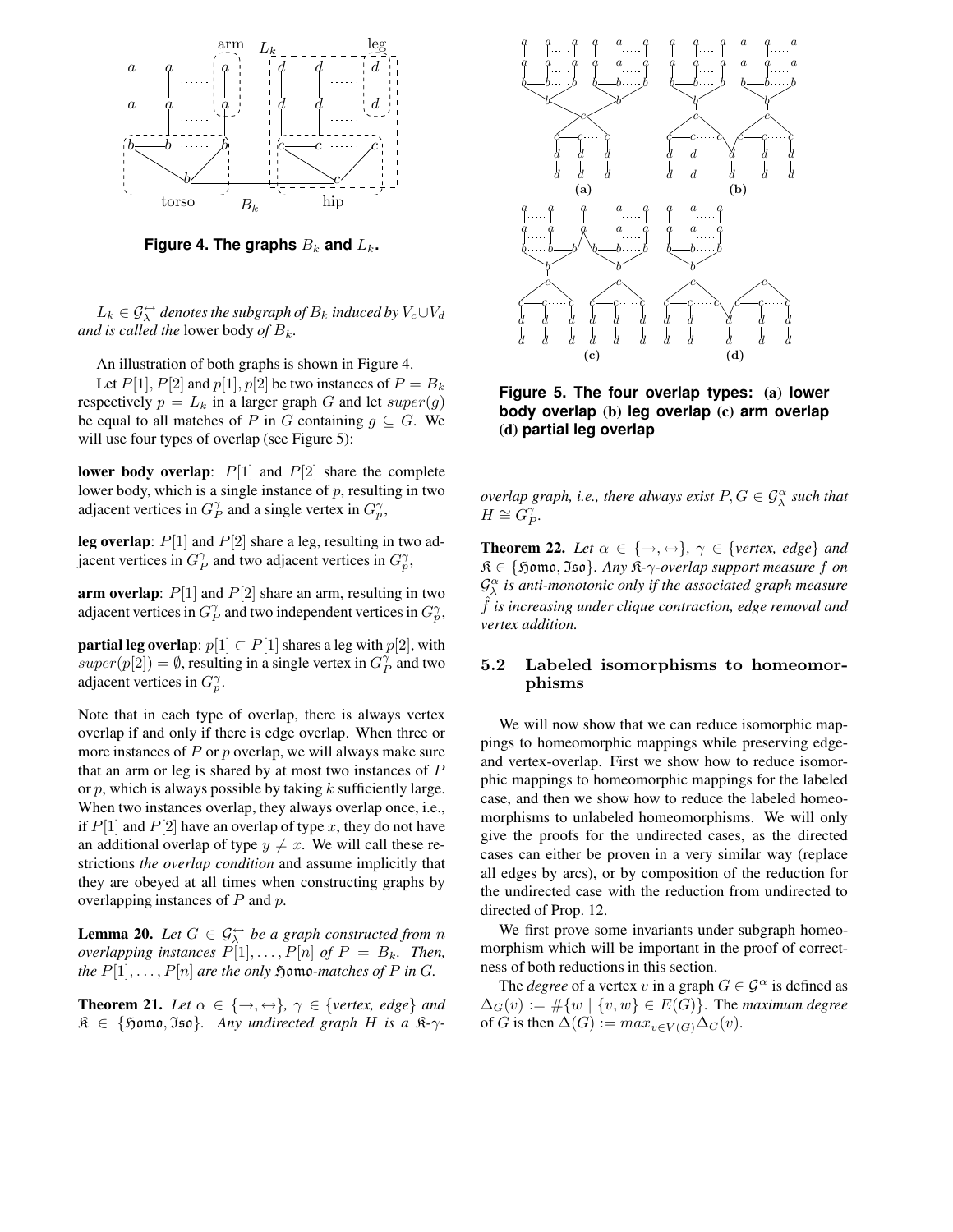**Figure 4. The graphs $B_k$ and $L_k$.**

$L_k \in \mathcal{G}_\lambda^{\leftrightarrow}$ *denotes the subgraph of* $B_k$ *induced by* $V_c \cup V_d$ *and is called the* lower body *of* $B_k$.

An illustration of both graphs is shown in Figure 4.

Let $P[1], P[2]$ and $p[1], p[2]$ be two instances of $P = B_k$ respectively $p = L_k$ in a larger graph $G$ and let $super(g)$ be equal to all matches of $P$ in $G$ containing $g \subseteq G$. We will use four types of overlap (see Figure 5):

**lower body overlap**: $P[1]$ and $P[2]$ share the complete lower body, which is a single instance of $p$, resulting in two adjacent vertices in $G_P^\gamma$ and a single vertex in $G_p^\gamma$,

**leg overlap**: $P[1]$ and $P[2]$ share a leg, resulting in two adjacent vertices in $G_P^\gamma$ and two adjacent vertices in $G_p^\gamma$,

**arm overlap**: $P[1]$ and $P[2]$ share an arm, resulting in two adjacent vertices in $G_P^\gamma$ and two independent vertices in $G_p^\gamma$,

**partial leg overlap**: $p[1] \subset P[1]$ shares a leg with $p[2]$, with $super(p[2]) = \emptyset$, resulting in a single vertex in $G_P^\gamma$ and two adjacent vertices in $G_p^\gamma$.

Note that in each type of overlap, there is always vertex overlap if and only if there is edge overlap. When three or more instances of $P$ or $p$ overlap, we will always make sure that an arm or leg is shared by at most two instances of $P$ or $p$, which is always possible by taking $k$ sufficiently large. When two instances overlap, they always overlap once, i.e., if $P[1]$ and $P[2]$ have an overlap of type $x$, they do not have an additional overlap of type $y \neq x$. We will call these restrictions *the overlap condition* and assume implicitly that they are obeyed at all times when constructing graphs by overlapping instances of $P$ and $p$.

**Lemma 20.** *Let* $G \in \mathcal{G}_\lambda^{\leftrightarrow}$ *be a graph constructed from* $n$ *overlapping instances* $P[1], \ldots, P[n]$ *of* $P = B_k$. *Then, the* $P[1], \ldots, P[n]$ *are the only* $\mathfrak{Homo}$*-matches of* $P$ *in* $G$.

**Theorem 21.** *Let* $\alpha \in \{\rightarrow, \leftrightarrow\}$, $\gamma \in \{$*vertex, edge*$\}$ *and* $\mathfrak{K} \in \{\mathfrak{Homo}, \mathfrak{Iso}\}$. *Any undirected graph* $H$ *is a* $\mathfrak{K}$-$\gamma$-*overlap graph, i.e., there always exist* $P, G \in \mathcal{G}_\lambda^\alpha$ *such that* $H \cong G_P^\gamma$.

**Figure 5. The four overlap types: (a) lower body overlap (b) leg overlap (c) arm overlap (d) partial leg overlap**

**Theorem 22.** *Let* $\alpha \in \{\rightarrow, \leftrightarrow\}$, $\gamma \in \{$*vertex, edge*$\}$ *and* $\mathfrak{K} \in \{\mathfrak{Homo}, \mathfrak{Iso}\}$. *Any* $\mathfrak{K}$-$\gamma$-*overlap support measure* $f$ *on* $\mathcal{G}_\lambda^\alpha$ *is anti-monotonic only if the associated graph measure* $\hat{f}$ *is increasing under clique contraction, edge removal and vertex addition.*

### 5.2 Labeled isomorphisms to homeomorphisms

We will now show that we can reduce isomorphic mappings to homeomorphic mappings while preserving edge- and vertex-overlap. First we show how to reduce isomorphic mappings to homeomorphic mappings for the labeled case, and then we show how to reduce the labeled homeomorphisms to unlabeled homeomorphisms. We will only give the proofs for the undirected cases, as the directed cases can either be proven in a very similar way (replace all edges by arcs), or by composition of the reduction for the undirected case with the reduction from undirected to directed of Prop. 12.

We first prove some invariants under subgraph homeomorphism which will be important in the proof of correctness of both reductions in this section.

The *degree* of a vertex $v$ in a graph $G \in \mathcal{G}^\alpha$ is defined as $\Delta_G(v) := \#\{w \mid \{v, w\} \in E(G)\}$. The *maximum degree* of $G$ is then $\Delta(G) := max_{v \in V(G)} \Delta_G(v)$.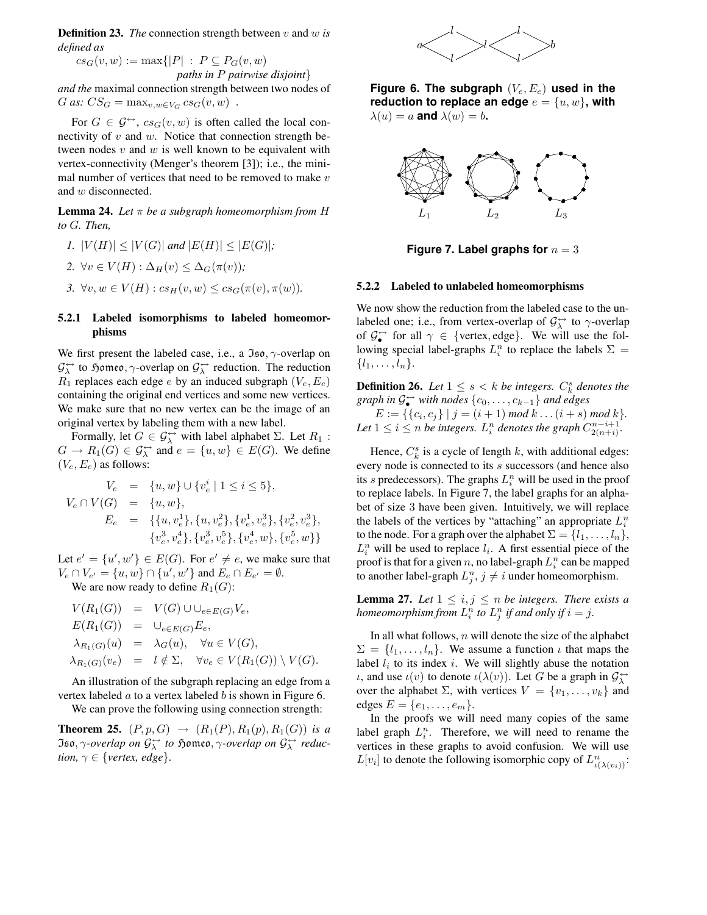**Definition 23.** *The* connection strength between $v$ and $w$ *is defined as*

$$cs_G(v,w) := \max\{|P| \;:\; P \subseteq P_G(v,w) \text{ paths in } P \text{ pairwise disjoint}\}$$

*and the* maximal connection strength between two nodes of $G$ *as:* $CS_G = \max_{v,w \in V_G} cs_G(v,w)$ .

For $G \in \mathcal{G}^{\leftrightarrow}$, $cs_G(v,w)$ is often called the local connectivity of $v$ and $w$. Notice that connection strength between nodes $v$ and $w$ is well known to be equivalent with vertex-connectivity (Menger's theorem [3]); i.e., the minimal number of vertices that need to be removed to make $v$ and $w$ disconnected.

**Lemma 24.** *Let $\pi$ be a subgraph homeomorphism from $H$ to $G$. Then,*

1. $|V(H)| \leq |V(G)|$ *and* $|E(H)| \leq |E(G)|$;
2. $\forall v \in V(H) : \Delta_H(v) \leq \Delta_G(\pi(v))$;
3. $\forall v, w \in V(H) : cs_H(v,w) \leq cs_G(\pi(v), \pi(w))$.

### 5.2.1 Labeled isomorphisms to labeled homeomorphisms

We first present the labeled case, i.e., a $\mathfrak{Iso}, \gamma$-overlap on $\mathcal{G}^{\leftrightarrow}_{\lambda}$ to $\mathfrak{Homeo}, \gamma$-overlap on $\mathcal{G}^{\leftrightarrow}_{\lambda}$ reduction. The reduction $R_1$ replaces each edge $e$ by an induced subgraph $(V_e, E_e)$ containing the original end vertices and some new vertices. We make sure that no new vertex can be the image of an original vertex by labeling them with a new label.

Formally, let $G \in \mathcal{G}^{\leftrightarrow}_{\lambda}$ with label alphabet $\Sigma$. Let $R_1 : G \to R_1(G) \in \mathcal{G}^{\leftrightarrow}_{\lambda}$ and $e = \{u, w\} \in E(G)$. We define $(V_e, E_e)$ as follows:

$$\begin{aligned}
V_e &= \{u, w\} \cup \{v_e^i \mid 1 \leq i \leq 5\}, \\
V_e \cap V(G) &= \{u, w\}, \\
E_e &= \{\{u, v_e^1\}, \{u, v_e^2\}, \{v_e^1, v_e^3\}, \{v_e^2, v_e^3\}, \\
&\quad \{v_e^3, v_e^4\}, \{v_e^3, v_e^5\}, \{v_e^4, w\}, \{v_e^5, w\}\}
\end{aligned}$$

Let $e' = \{u', w'\} \in E(G)$. For $e' \neq e$, we make sure that $V_e \cap V_{e'} = \{u, w\} \cap \{u', w'\}$ and $E_e \cap E_{e'} = \emptyset$.

We are now ready to define $R_1(G)$:

$$\begin{aligned}
V(R_1(G)) &= V(G) \cup \cup_{e \in E(G)} V_e, \\
E(R_1(G)) &= \cup_{e \in E(G)} E_e, \\
\lambda_{R_1(G)}(u) &= \lambda_G(u), \quad \forall u \in V(G), \\
\lambda_{R_1(G)}(v_e) &= l \notin \Sigma, \quad \forall v_e \in V(R_1(G)) \setminus V(G).
\end{aligned}$$

An illustration of the subgraph replacing an edge from a vertex labeled $a$ to a vertex labeled $b$ is shown in Figure 6.

We can prove the following using connection strength:

**Theorem 25.** $(P, p, G) \to (R_1(P), R_1(p), R_1(G))$ *is a* $\mathfrak{Iso}, \gamma$*-overlap on* $\mathcal{G}^{\leftrightarrow}_{\lambda}$ *to* $\mathfrak{Homeo}, \gamma$*-overlap on* $\mathcal{G}^{\leftrightarrow}_{\lambda}$ *reduction,* $\gamma \in \{$*vertex, edge*$\}$.

**Figure 6. The subgraph $(V_e, E_e)$ used in the reduction to replace an edge $e = \{u, w\}$, with $\lambda(u) = a$ and $\lambda(w) = b$.**

**Figure 7. Label graphs for $n = 3$**

### 5.2.2 Labeled to unlabeled homeomorphisms

We now show the reduction from the labeled case to the unlabeled one; i.e., from vertex-overlap of $\mathcal{G}^{\leftrightarrow}_{\lambda}$ to $\gamma$-overlap of $\mathcal{G}^{\leftrightarrow}_{\bullet}$ for all $\gamma \in \{\text{vertex}, \text{edge}\}$. We will use the following special label-graphs $L_i^n$ to replace the labels $\Sigma = \{l_1, \ldots, l_n\}$.

**Definition 26.** *Let $1 \leq s < k$ be integers. $C_k^s$ denotes the graph in $\mathcal{G}^{\leftrightarrow}_{\bullet}$ with nodes $\{c_0, \ldots, c_{k-1}\}$ and edges*

$E := \{\{c_i, c_j\} \mid j = (i+1) \bmod k \ldots (i+s) \bmod k\}$.

*Let $1 \leq i \leq n$ be integers. $L_i^n$ denotes the graph $C_{2(n+i)}^{n-i+1}$.*

Hence, $C_k^s$ is a cycle of length $k$, with additional edges: every node is connected to its $s$ successors (and hence also its $s$ predecessors). The graphs $L_i^n$ will be used in the proof to replace labels. In Figure 7, the label graphs for an alphabet of size 3 have been given. Intuitively, we will replace the labels of the vertices by "attaching" an appropriate $L_i^n$ to the node. For a graph over the alphabet $\Sigma = \{l_1, \ldots, l_n\}$, $L_i^n$ will be used to replace $l_i$. A first essential piece of the proof is that for a given $n$, no label-graph $L_i^n$ can be mapped to another label-graph $L_j^n$, $j \neq i$ under homeomorphism.

**Lemma 27.** *Let $1 \leq i, j \leq n$ be integers. There exists a homeomorphism from $L_i^n$ to $L_j^n$ if and only if $i = j$.*

In all what follows, $n$ will denote the size of the alphabet $\Sigma = \{l_1, \ldots, l_n\}$. We assume a function $\iota$ that maps the label $l_i$ to its index $i$. We will slightly abuse the notation $\iota$, and use $\iota(v)$ to denote $\iota(\lambda(v))$. Let $G$ be a graph in $\mathcal{G}^{\leftrightarrow}_{\lambda}$ over the alphabet $\Sigma$, with vertices $V = \{v_1, \ldots, v_k\}$ and edges $E = \{e_1, \ldots, e_m\}$.

In the proofs we will need many copies of the same label graph $L_i^n$. Therefore, we will need to rename the vertices in these graphs to avoid confusion. We will use $L[v_i]$ to denote the following isomorphic copy of $L^n_{\iota(\lambda(v_i))}$: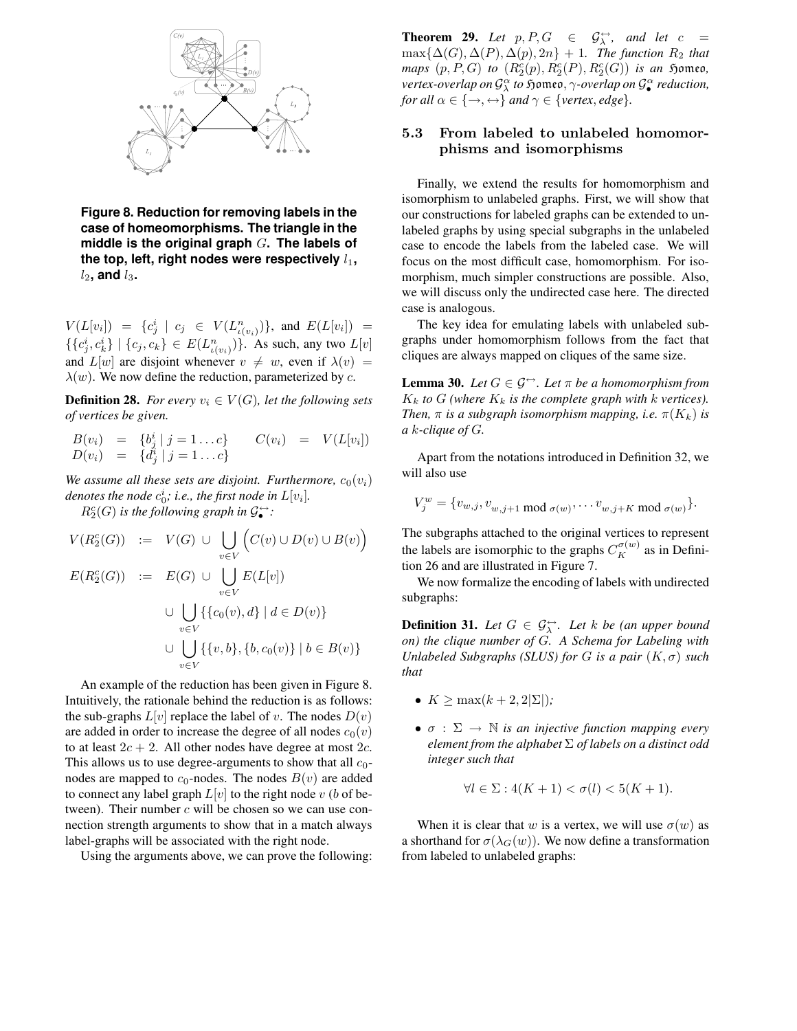**Figure 8. Reduction for removing labels in the case of homeomorphisms. The triangle in the middle is the original graph $G$. The labels of the top, left, right nodes were respectively $l_1$, $l_2$, and $l_3$.**

$V(L[v_i]) = \{c^i_j \mid c_j \in V(L^n_{\iota(v_i)})\}$, and $E(L[v_i]) = \{\{c^i_j, c^i_k\} \mid \{c_j, c_k\} \in E(L^n_{\iota(v_i)})\}$. As such, any two $L[v]$ and $L[w]$ are disjoint whenever $v \neq w$, even if $\lambda(v) = \lambda(w)$. We now define the reduction, parameterized by $c$.

**Definition 28.** *For every $v_i \in V(G)$, let the following sets of vertices be given.*

$$B(v_i) = \{b^i_j \mid j = 1 \dots c\} \qquad C(v_i) = V(L[v_i])$$
$$D(v_i) = \{d^i_j \mid j = 1 \dots c\}$$

*We assume all these sets are disjoint. Furthermore, $c_0(v_i)$ denotes the node $c^i_0$; i.e., the first node in $L[v_i]$.*

*$R^c_2(G)$ is the following graph in $\mathcal{G}^{\leftrightarrow}_{\bullet}$:*

$$V(R^c_2(G)) := V(G) \cup \bigcup_{v \in V} \Big(C(v) \cup D(v) \cup B(v)\Big)$$
$$E(R^c_2(G)) := E(G) \cup \bigcup_{v \in V} E(L[v])$$
$$\cup \bigcup_{v \in V} \{\{c_0(v), d\} \mid d \in D(v)\}$$
$$\cup \bigcup_{v \in V} \{\{v, b\}, \{b, c_0(v)\} \mid b \in B(v)\}$$

An example of the reduction has been given in Figure 8. Intuitively, the rationale behind the reduction is as follows: the sub-graphs $L[v]$ replace the label of $v$. The nodes $D(v)$ are added in order to increase the degree of all nodes $c_0(v)$ to at least $2c + 2$. All other nodes have degree at most $2c$. This allows us to use degree-arguments to show that all $c_0$-nodes are mapped to $c_0$-nodes. The nodes $B(v)$ are added to connect any label graph $L[v]$ to the right node $v$ ($b$ of between). Their number $c$ will be chosen so we can use connection strength arguments to show that in a match always label-graphs will be associated with the right node.

Using the arguments above, we can prove the following:

**Theorem 29.** *Let $p, P, G \in \mathcal{G}^{\leftrightarrow}_{\lambda}$, and let $c = \max\{\Delta(G), \Delta(P), \Delta(p), 2n\} + 1$. The function $R_2$ that maps $(p, P, G)$ to $(R^c_2(p), R^c_2(P), R^c_2(G))$ is an $\mathfrak{Homeo}$, vertex-overlap on $\mathcal{G}^{\alpha}_{\lambda}$ to $\mathfrak{Homeo}$, $\gamma$-overlap on $\mathcal{G}^{\alpha}_{\bullet}$ reduction, for all $\alpha \in \{\rightarrow, \leftrightarrow\}$ and $\gamma \in \{$vertex, edge$\}$.*

### 5.3 From labeled to unlabeled homomorphisms and isomorphisms

Finally, we extend the results for homomorphism and isomorphism to unlabeled graphs. First, we will show that our constructions for labeled graphs can be extended to unlabeled graphs by using special subgraphs in the unlabeled case to encode the labels from the labeled case. We will focus on the most difficult case, homomorphism. For isomorphism, much simpler constructions are possible. Also, we will discuss only the undirected case here. The directed case is analogous.

The key idea for emulating labels with unlabeled subgraphs under homomorphism follows from the fact that cliques are always mapped on cliques of the same size.

**Lemma 30.** *Let $G \in \mathcal{G}^{\leftrightarrow}$. Let $\pi$ be a homomorphism from $K_k$ to $G$ (where $K_k$ is the complete graph with $k$ vertices). Then, $\pi$ is a subgraph isomorphism mapping, i.e. $\pi(K_k)$ is a $k$-clique of $G$.*

Apart from the notations introduced in Definition 32, we will also use

$$V^w_j = \{v_{w,j}, v_{w,j+1 \bmod \sigma(w)}, \dots v_{w,j+K \bmod \sigma(w)}\}.$$

The subgraphs attached to the original vertices to represent the labels are isomorphic to the graphs $C^{\sigma(w)}_K$ as in Definition 26 and are illustrated in Figure 7.

We now formalize the encoding of labels with undirected subgraphs:

**Definition 31.** *Let $G \in \mathcal{G}^{\leftrightarrow}_{\lambda}$. Let $k$ be (an upper bound on) the clique number of $G$. A Schema for Labeling with Unlabeled Subgraphs (SLUS) for $G$ is a pair $(K, \sigma)$ such that*

- *$K \geq \max(k + 2, 2|\Sigma|)$;*
- *$\sigma : \Sigma \rightarrow \mathbb{N}$ is an injective function mapping every element from the alphabet $\Sigma$ of labels on a distinct odd integer such that*

$$\forall l \in \Sigma : 4(K + 1) < \sigma(l) < 5(K + 1).$$

When it is clear that $w$ is a vertex, we will use $\sigma(w)$ as a shorthand for $\sigma(\lambda_G(w))$. We now define a transformation from labeled to unlabeled graphs: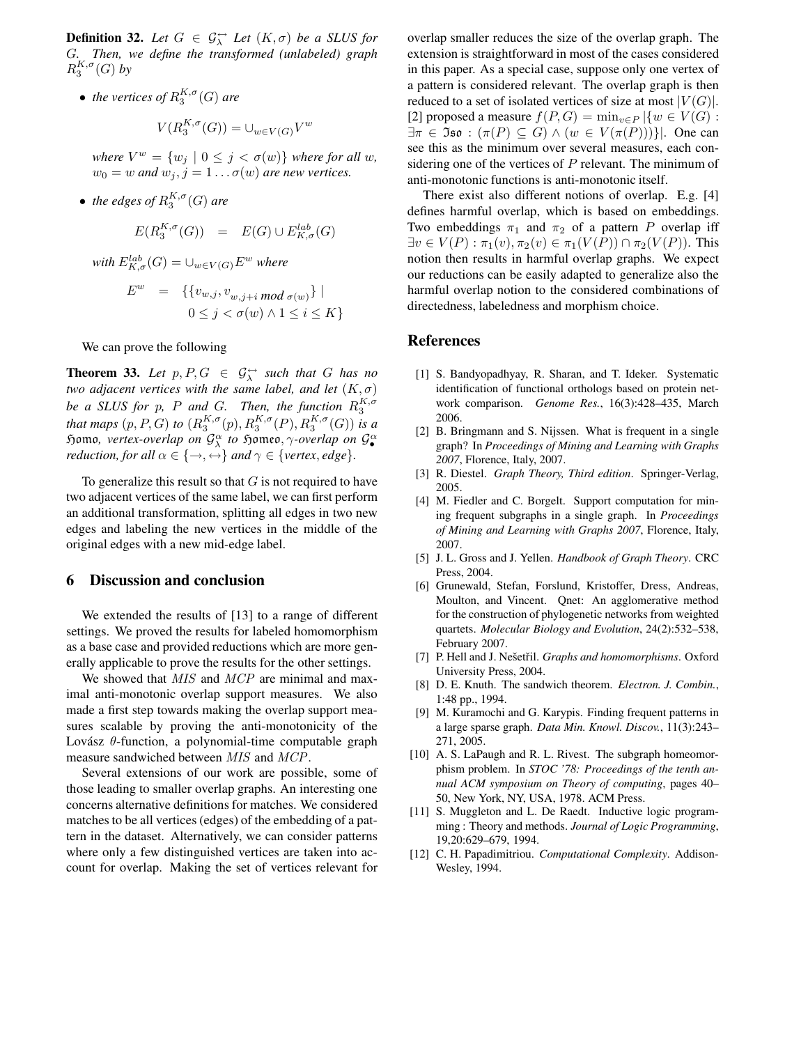**Definition 32.** *Let $G \in \mathcal{G}_\lambda^{\leftrightarrow}$ Let $(K, \sigma)$ be a SLUS for $G$. Then, we define the transformed (unlabeled) graph $R_3^{K,\sigma}(G)$ by*

- *the vertices of $R_3^{K,\sigma}(G)$ are*

$$V(R_3^{K,\sigma}(G)) = \cup_{w \in V(G)} V^w$$

*where $V^w = \{w_j \mid 0 \leq j < \sigma(w)\}$ where for all $w$, $w_0 = w$ and $w_j, j = 1 \ldots \sigma(w)$ are new vertices.*

- *the edges of $R_3^{K,\sigma}(G)$ are*

$$E(R_3^{K,\sigma}(G)) \quad = \quad E(G) \cup E_{K,\sigma}^{lab}(G)$$

*with $E_{K,\sigma}^{lab}(G) = \cup_{w \in V(G)} E^w$ where*

$$E^w \quad = \quad \{\{v_{w,j}, v_{w,j+i \text{ mod } \sigma(w)}\} \mid 0 \leq j < \sigma(w) \wedge 1 \leq i \leq K\}$$

We can prove the following

**Theorem 33.** *Let $p, P, G \in \mathcal{G}_\lambda^{\leftrightarrow}$ such that $G$ has no two adjacent vertices with the same label, and let $(K, \sigma)$ be a SLUS for $p$, $P$ and $G$. Then, the function $R_3^{K,\sigma}$ that maps $(p, P, G)$ to $(R_3^{K,\sigma}(p), R_3^{K,\sigma}(P), R_3^{K,\sigma}(G))$ is a $\mathfrak{Homo}$, vertex-overlap on $\mathcal{G}_\lambda^{\alpha}$ to $\mathfrak{Homeo}, \gamma$-overlap on $\mathcal{G}_\bullet^{\alpha}$ reduction, for all $\alpha \in \{\rightarrow, \leftrightarrow\}$ and $\gamma \in \{vertex, edge\}$.*

To generalize this result so that $G$ is not required to have two adjacent vertices of the same label, we can first perform an additional transformation, splitting all edges in two new edges and labeling the new vertices in the middle of the original edges with a new mid-edge label.

## 6 Discussion and conclusion

We extended the results of [13] to a range of different settings. We proved the results for labeled homomorphism as a base case and provided reductions which are more generally applicable to prove the results for the other settings.

We showed that $MIS$ and $MCP$ are minimal and maximal anti-monotonic overlap support measures. We also made a first step towards making the overlap support measures scalable by proving the anti-monotonicity of the Lovász $\theta$-function, a polynomial-time computable graph measure sandwiched between $MIS$ and $MCP$.

Several extensions of our work are possible, some of those leading to smaller overlap graphs. An interesting one concerns alternative definitions for matches. We considered matches to be all vertices (edges) of the embedding of a pattern in the dataset. Alternatively, we can consider patterns where only a few distinguished vertices are taken into account for overlap. Making the set of vertices relevant for overlap smaller reduces the size of the overlap graph. The extension is straightforward in most of the cases considered in this paper. As a special case, suppose only one vertex of a pattern is considered relevant. The overlap graph is then reduced to a set of isolated vertices of size at most $|V(G)|$. [2] proposed a measure $f(P, G) = \min_{v \in P} |\{w \in V(G) : \exists \pi \in \mathfrak{Iso} : (\pi(P) \subseteq G) \wedge (w \in V(\pi(P)))\}|$. One can see this as the minimum over several measures, each considering one of the vertices of $P$ relevant. The minimum of anti-monotonic functions is anti-monotonic itself.

There exist also different notions of overlap. E.g. [4] defines harmful overlap, which is based on embeddings. Two embeddings $\pi_1$ and $\pi_2$ of a pattern $P$ overlap iff $\exists v \in V(P) : \pi_1(v), \pi_2(v) \in \pi_1(V(P)) \cap \pi_2(V(P))$. This notion then results in harmful overlap graphs. We expect our reductions can be easily adapted to generalize also the harmful overlap notion to the considered combinations of directedness, labeledness and morphism choice.

## References

[1] S. Bandyopadhyay, R. Sharan, and T. Ideker. Systematic identification of functional orthologs based on protein network comparison. *Genome Res.*, 16(3):428–435, March 2006.

[2] B. Bringmann and S. Nijssen. What is frequent in a single graph? In *Proceedings of Mining and Learning with Graphs 2007*, Florence, Italy, 2007.

[3] R. Diestel. *Graph Theory, Third edition*. Springer-Verlag, 2005.

[4] M. Fiedler and C. Borgelt. Support computation for mining frequent subgraphs in a single graph. In *Proceedings of Mining and Learning with Graphs 2007*, Florence, Italy, 2007.

[5] J. L. Gross and J. Yellen. *Handbook of Graph Theory*. CRC Press, 2004.

[6] Grunewald, Stefan, Forslund, Kristoffer, Dress, Andreas, Moulton, and Vincent. Qnet: An agglomerative method for the construction of phylogenetic networks from weighted quartets. *Molecular Biology and Evolution*, 24(2):532–538, February 2007.

[7] P. Hell and J. Nešetřil. *Graphs and homomorphisms*. Oxford University Press, 2004.

[8] D. E. Knuth. The sandwich theorem. *Electron. J. Combin.*, 1:48 pp., 1994.

[9] M. Kuramochi and G. Karypis. Finding frequent patterns in a large sparse graph. *Data Min. Knowl. Discov.*, 11(3):243–271, 2005.

[10] A. S. LaPaugh and R. L. Rivest. The subgraph homeomorphism problem. In *STOC '78: Proceedings of the tenth annual ACM symposium on Theory of computing*, pages 40–50, New York, NY, USA, 1978. ACM Press.

[11] S. Muggleton and L. De Raedt. Inductive logic programming : Theory and methods. *Journal of Logic Programming*, 19,20:629–679, 1994.

[12] C. H. Papadimitriou. *Computational Complexity*. Addison-Wesley, 1994.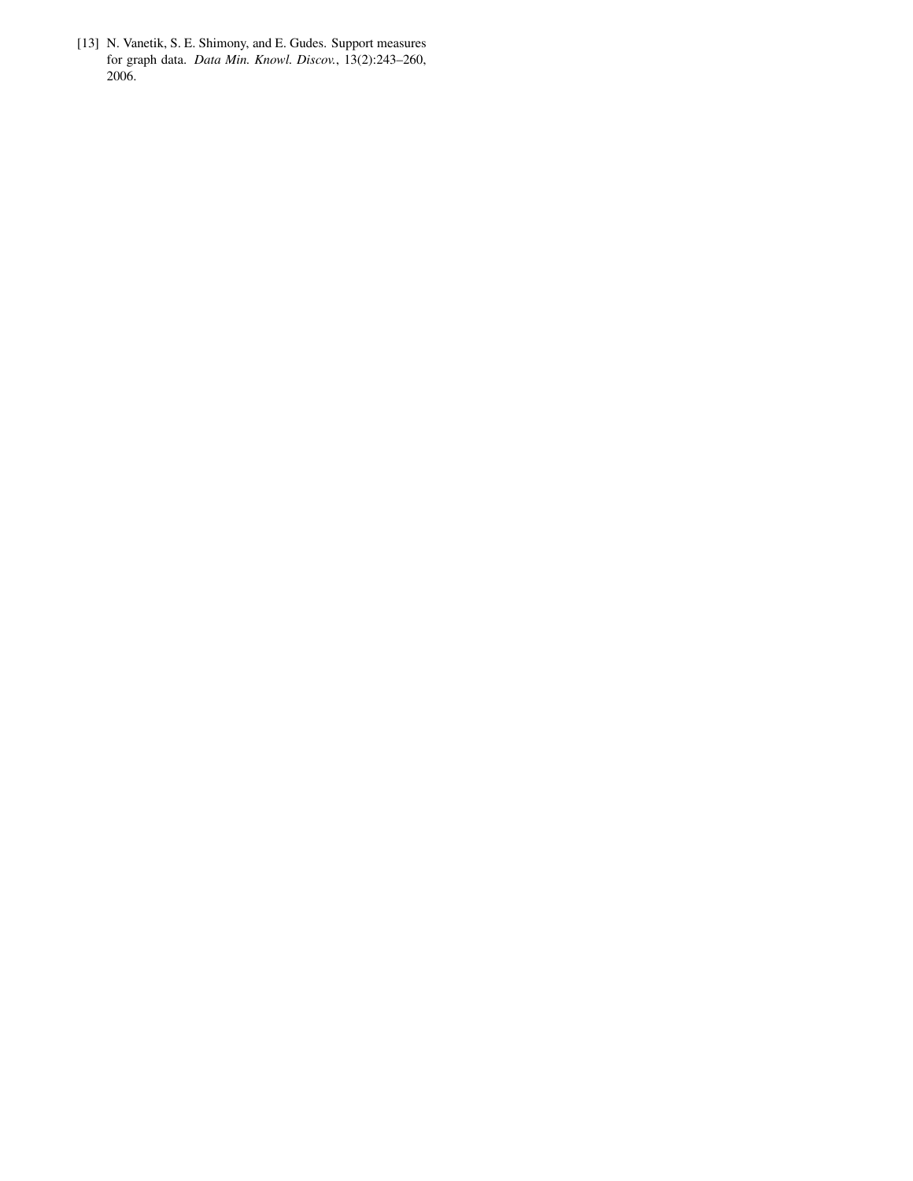[13] N. Vanetik, S. E. Shimony, and E. Gudes. Support measures for graph data. *Data Min. Knowl. Discov.*, 13(2):243–260, 2006.